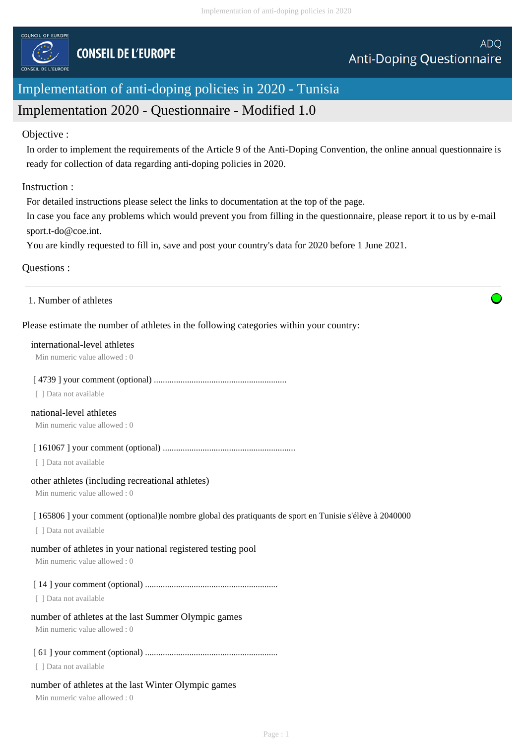COUNCIL OF EUROPE

CONSEIL DE L'EUROPE

ADQ
Anti-Doping Questionnaire

# Implementation of anti-doping policies in 2020 - Tunisia

## Implementation 2020 - Questionnaire - Modified 1.0

Objective :

In order to implement the requirements of the Article 9 of the Anti-Doping Convention, the online annual questionnaire is ready for collection of data regarding anti-doping policies in 2020.

Instruction :

For detailed instructions please select the links to documentation at the top of the page.
In case you face any problems which would prevent you from filling in the questionnaire, please report it to us by e-mail sport.t-do@coe.int.
You are kindly requested to fill in, save and post your country's data for 2020 before 1 June 2021.

Questions :

---

1. Number of athletes

Please estimate the number of athletes in the following categories within your country:

international-level athletes
Min numeric value allowed : 0

[ 4739 ] your comment (optional) ............................................................
[ ] Data not available

national-level athletes
Min numeric value allowed : 0

[ 161067 ] your comment (optional) ............................................................
[ ] Data not available

other athletes (including recreational athletes)
Min numeric value allowed : 0

[ 165806 ] your comment (optional)le nombre global des pratiquants de sport en Tunisie s'élève à 2040000
[ ] Data not available

number of athletes in your national registered testing pool
Min numeric value allowed : 0

[ 14 ] your comment (optional) ............................................................
[ ] Data not available

number of athletes at the last Summer Olympic games
Min numeric value allowed : 0

[ 61 ] your comment (optional) ............................................................
[ ] Data not available

number of athletes at the last Winter Olympic games
Min numeric value allowed : 0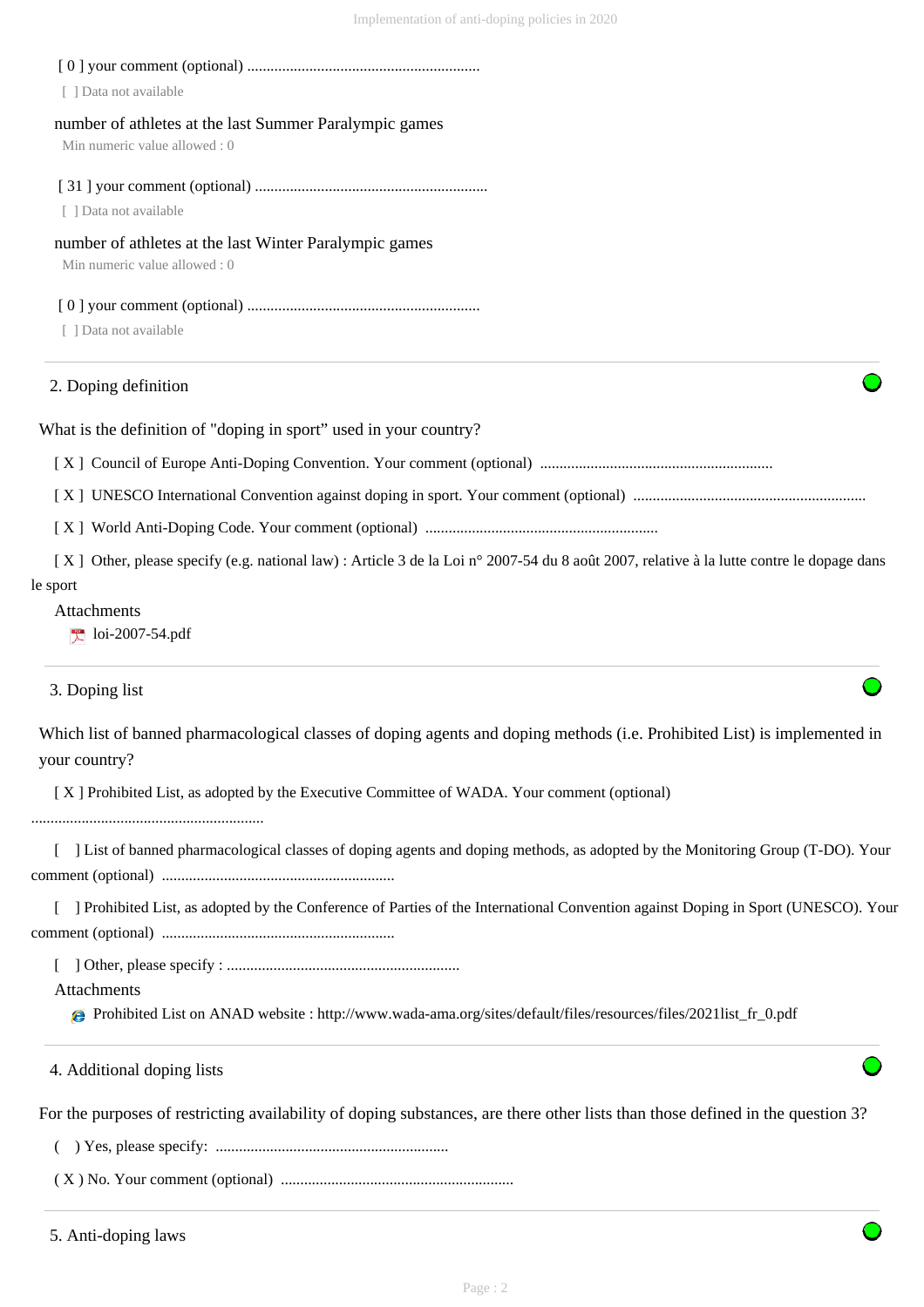[ 0 ] your comment (optional) ............................................................

[ ] Data not available

number of athletes at the last Summer Paralympic games

Min numeric value allowed : 0

[ 31 ] your comment (optional) ............................................................

[ ] Data not available

number of athletes at the last Winter Paralympic games

Min numeric value allowed : 0

[ 0 ] your comment (optional) ............................................................

[ ] Data not available

---

## 2. Doping definition

What is the definition of "doping in sport" used in your country?

[ X ] Council of Europe Anti-Doping Convention. Your comment (optional) ............................................................

[ X ] UNESCO International Convention against doping in sport. Your comment (optional) ............................................................

[ X ] World Anti-Doping Code. Your comment (optional) ............................................................

[ X ] Other, please specify (e.g. national law) : Article 3 de la Loi n° 2007-54 du 8 août 2007, relative à la lutte contre le dopage dans le sport

Attachments

- loi-2007-54.pdf

---

## 3. Doping list

Which list of banned pharmacological classes of doping agents and doping methods (i.e. Prohibited List) is implemented in your country?

[ X ] Prohibited List, as adopted by the Executive Committee of WADA. Your comment (optional) ............................................................

[ ] List of banned pharmacological classes of doping agents and doping methods, as adopted by the Monitoring Group (T-DO). Your comment (optional) ............................................................

[ ] Prohibited List, as adopted by the Conference of Parties of the International Convention against Doping in Sport (UNESCO). Your comment (optional) ............................................................

[ ] Other, please specify : ............................................................

Attachments

- Prohibited List on ANAD website : http://www.wada-ama.org/sites/default/files/resources/files/2021list_fr_0.pdf

---

## 4. Additional doping lists

For the purposes of restricting availability of doping substances, are there other lists than those defined in the question 3?

( ) Yes, please specify: ............................................................

( X ) No. Your comment (optional) ............................................................

---

## 5. Anti-doping laws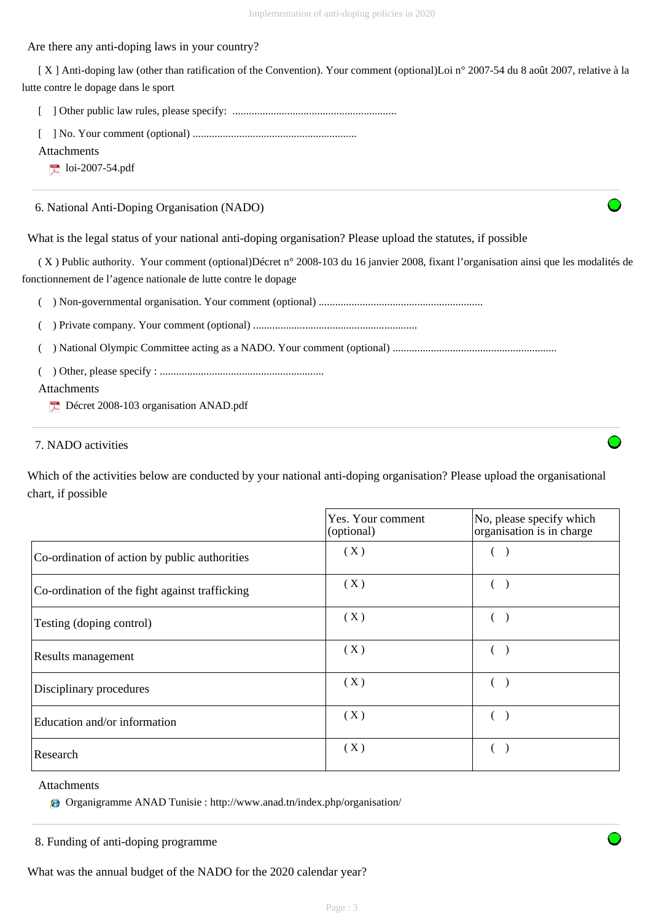Are there any anti-doping laws in your country?

[ X ] Anti-doping law (other than ratification of the Convention). Your comment (optional)Loi n° 2007-54 du 8 août 2007, relative à la lutte contre le dopage dans le sport

[ ] Other public law rules, please specify: ...........................................................

[ ] No. Your comment (optional) ...........................................................

Attachments

loi-2007-54.pdf

## 6. National Anti-Doping Organisation (NADO)

What is the legal status of your national anti-doping organisation? Please upload the statutes, if possible

( X ) Public authority. Your comment (optional)Décret n° 2008-103 du 16 janvier 2008, fixant l'organisation ainsi que les modalités de fonctionnement de l'agence nationale de lutte contre le dopage

( ) Non-governmental organisation. Your comment (optional) ...........................................................

( ) Private company. Your comment (optional) ...........................................................

( ) National Olympic Committee acting as a NADO. Your comment (optional) ...........................................................

( ) Other, please specify : ...........................................................

Attachments

Décret 2008-103 organisation ANAD.pdf

## 7. NADO activities

Which of the activities below are conducted by your national anti-doping organisation? Please upload the organisational chart, if possible

| | Yes. Your comment (optional) | No, please specify which organisation is in charge |
|---|---|---|
| Co-ordination of action by public authorities | ( X ) | ( ) |
| Co-ordination of the fight against trafficking | ( X ) | ( ) |
| Testing (doping control) | ( X ) | ( ) |
| Results management | ( X ) | ( ) |
| Disciplinary procedures | ( X ) | ( ) |
| Education and/or information | ( X ) | ( ) |
| Research | ( X ) | ( ) |

Attachments

Organigramme ANAD Tunisie : http://www.anad.tn/index.php/organisation/

## 8. Funding of anti-doping programme

What was the annual budget of the NADO for the 2020 calendar year?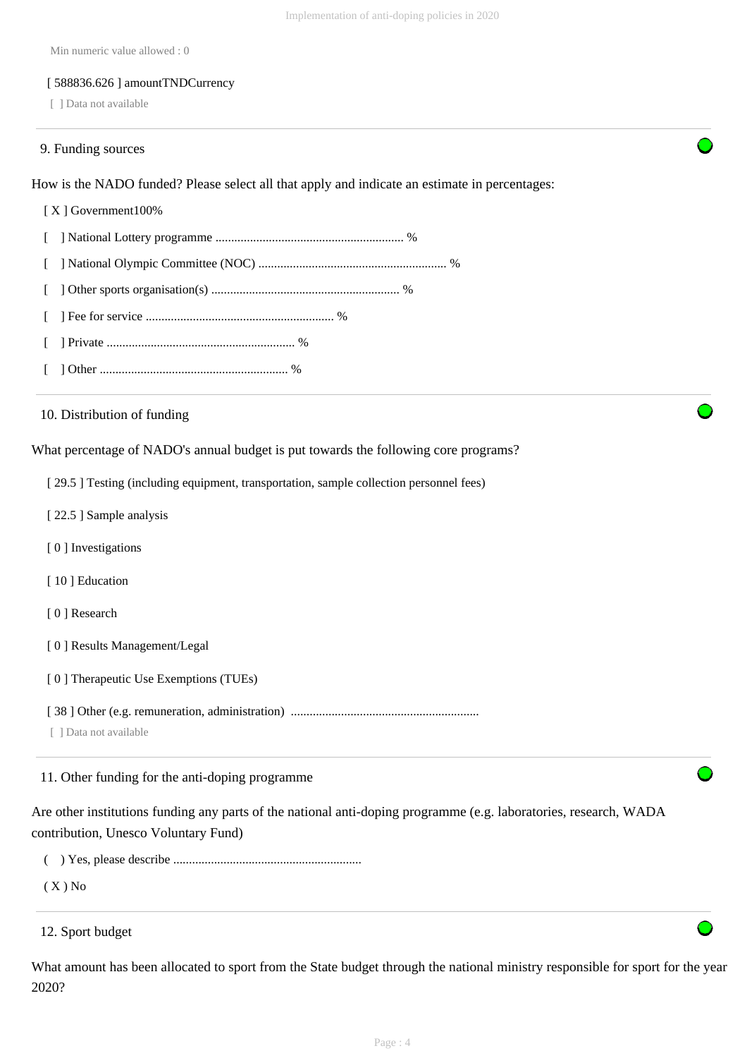Min numeric value allowed : 0

[ 588836.626 ] amountTNDCurrency

[ ] Data not available

## 9. Funding sources

How is the NADO funded? Please select all that apply and indicate an estimate in percentages:

[ X ] Government100%

[ ] National Lottery programme ............................................................ %

[ ] National Olympic Committee (NOC) ............................................................ %

[ ] Other sports organisation(s) ............................................................ %

[ ] Fee for service ............................................................ %

[ ] Private ............................................................ %

[ ] Other ............................................................ %

## 10. Distribution of funding

What percentage of NADO's annual budget is put towards the following core programs?

[ 29.5 ] Testing (including equipment, transportation, sample collection personnel fees)

[ 22.5 ] Sample analysis

[ 0 ] Investigations

[ 10 ] Education

[ 0 ] Research

[ 0 ] Results Management/Legal

[ 0 ] Therapeutic Use Exemptions (TUEs)

[ 38 ] Other (e.g. remuneration, administration) ............................................................

[ ] Data not available

## 11. Other funding for the anti-doping programme

Are other institutions funding any parts of the national anti-doping programme (e.g. laboratories, research, WADA contribution, Unesco Voluntary Fund)

( ) Yes, please describe ............................................................

( X ) No

## 12. Sport budget

What amount has been allocated to sport from the State budget through the national ministry responsible for sport for the year 2020?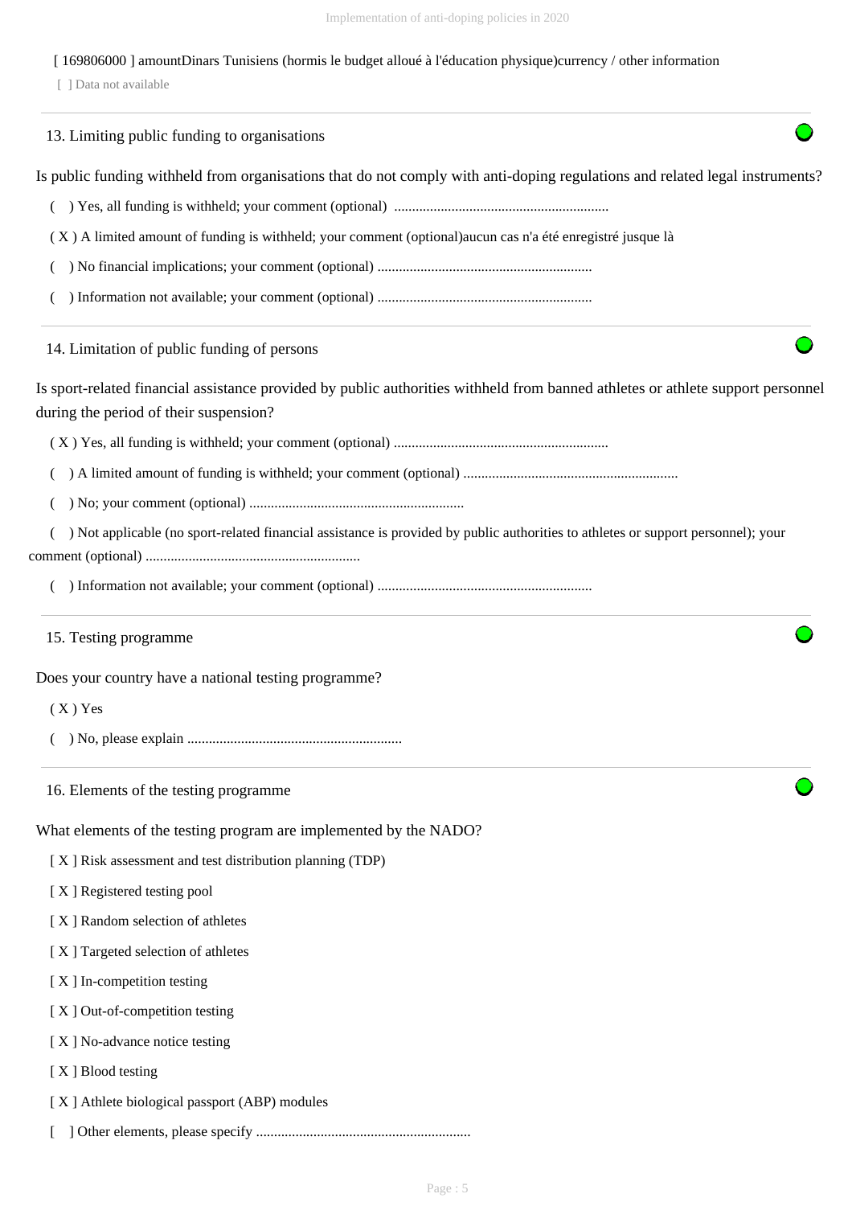[ 169806000 ] amountDinars Tunisiens (hormis le budget alloué à l'éducation physique)currency / other information

[ ] Data not available

## 13. Limiting public funding to organisations

Is public funding withheld from organisations that do not comply with anti-doping regulations and related legal instruments?

( ) Yes, all funding is withheld; your comment (optional) ............................................................

( X ) A limited amount of funding is withheld; your comment (optional)aucun cas n'a été enregistré jusque là

( ) No financial implications; your comment (optional) ............................................................

( ) Information not available; your comment (optional) ............................................................

## 14. Limitation of public funding of persons

Is sport-related financial assistance provided by public authorities withheld from banned athletes or athlete support personnel during the period of their suspension?

( X ) Yes, all funding is withheld; your comment (optional) ............................................................

( ) A limited amount of funding is withheld; your comment (optional) ............................................................

( ) No; your comment (optional) ............................................................

( ) Not applicable (no sport-related financial assistance is provided by public authorities to athletes or support personnel); your comment (optional) ............................................................

( ) Information not available; your comment (optional) ............................................................

## 15. Testing programme

Does your country have a national testing programme?

( X ) Yes

( ) No, please explain ............................................................

## 16. Elements of the testing programme

What elements of the testing program are implemented by the NADO?

[ X ] Risk assessment and test distribution planning (TDP)

[ X ] Registered testing pool

[ X ] Random selection of athletes

[ X ] Targeted selection of athletes

[ X ] In-competition testing

[ X ] Out-of-competition testing

[ X ] No-advance notice testing

[ X ] Blood testing

[ X ] Athlete biological passport (ABP) modules

[ ] Other elements, please specify ............................................................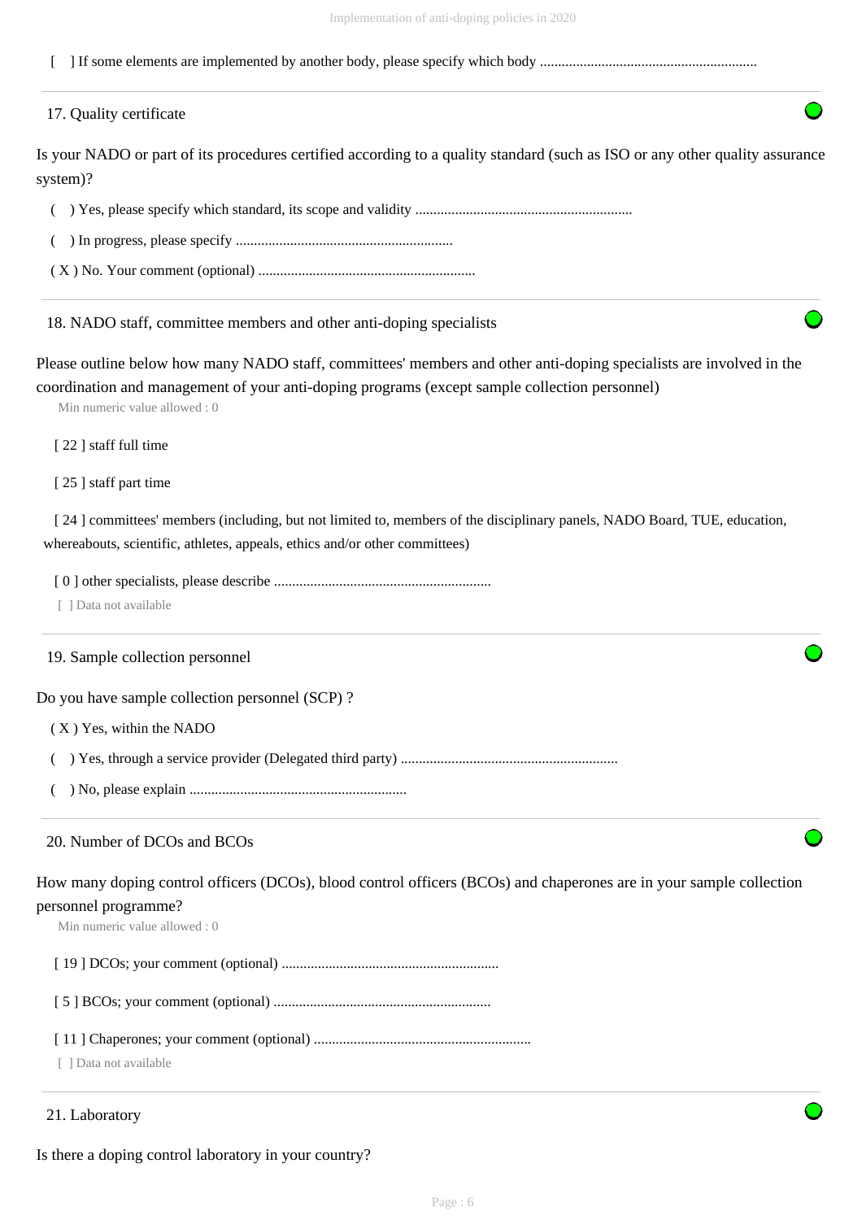[ ] If some elements are implemented by another body, please specify which body ............................................................

17. Quality certificate

Is your NADO or part of its procedures certified according to a quality standard (such as ISO or any other quality assurance system)?

( ) Yes, please specify which standard, its scope and validity ............................................................

( ) In progress, please specify ............................................................

( X ) No. Your comment (optional) ............................................................

18. NADO staff, committee members and other anti-doping specialists

Please outline below how many NADO staff, committees' members and other anti-doping specialists are involved in the coordination and management of your anti-doping programs (except sample collection personnel)

Min numeric value allowed : 0

[ 22 ] staff full time

[ 25 ] staff part time

[ 24 ] committees' members (including, but not limited to, members of the disciplinary panels, NADO Board, TUE, education, whereabouts, scientific, athletes, appeals, ethics and/or other committees)

[ 0 ] other specialists, please describe ............................................................

[ ] Data not available

19. Sample collection personnel

Do you have sample collection personnel (SCP) ?

( X ) Yes, within the NADO

( ) Yes, through a service provider (Delegated third party) ............................................................

( ) No, please explain ............................................................

20. Number of DCOs and BCOs

How many doping control officers (DCOs), blood control officers (BCOs) and chaperones are in your sample collection personnel programme?

Min numeric value allowed : 0

[ 19 ] DCOs; your comment (optional) ............................................................

[ 5 ] BCOs; your comment (optional) ............................................................

[ 11 ] Chaperones; your comment (optional) ............................................................

[ ] Data not available

21. Laboratory

Is there a doping control laboratory in your country?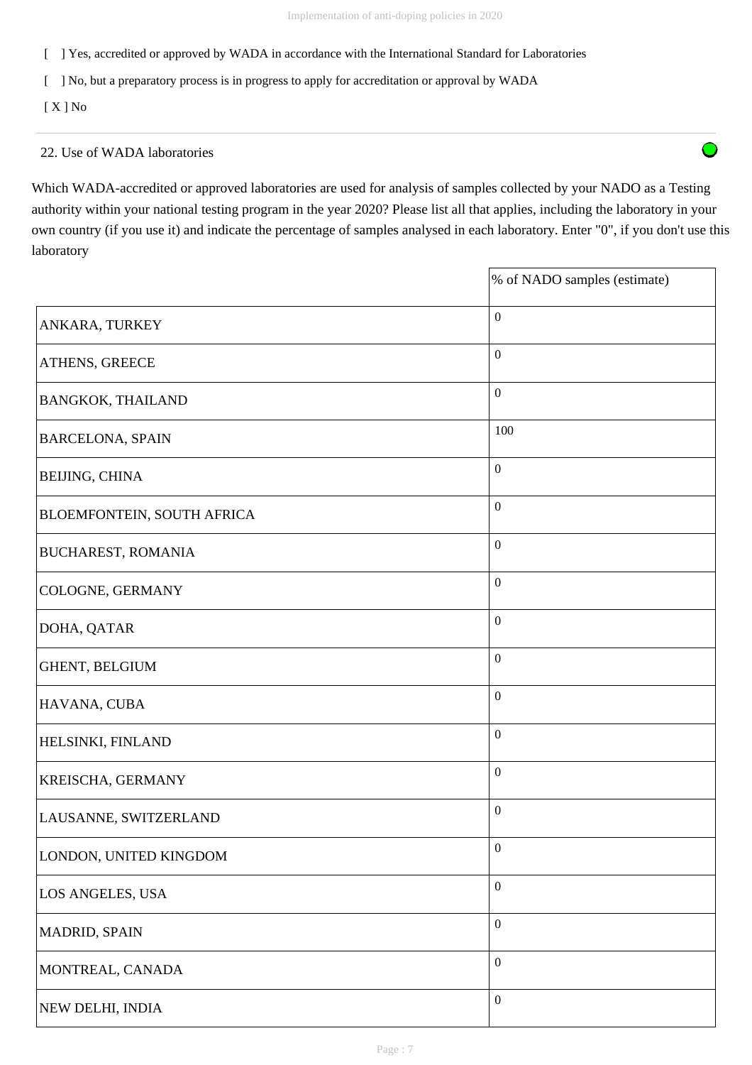[ ] Yes, accredited or approved by WADA in accordance with the International Standard for Laboratories

[ ] No, but a preparatory process is in progress to apply for accreditation or approval by WADA

[ X ] No

22. Use of WADA laboratories

Which WADA-accredited or approved laboratories are used for analysis of samples collected by your NADO as a Testing authority within your national testing program in the year 2020? Please list all that applies, including the laboratory in your own country (if you use it) and indicate the percentage of samples analysed in each laboratory. Enter "0", if you don't use this laboratory

| | % of NADO samples (estimate) |
|---|---|
| ANKARA, TURKEY | 0 |
| ATHENS, GREECE | 0 |
| BANGKOK, THAILAND | 0 |
| BARCELONA, SPAIN | 100 |
| BEIJING, CHINA | 0 |
| BLOEMFONTEIN, SOUTH AFRICA | 0 |
| BUCHAREST, ROMANIA | 0 |
| COLOGNE, GERMANY | 0 |
| DOHA, QATAR | 0 |
| GHENT, BELGIUM | 0 |
| HAVANA, CUBA | 0 |
| HELSINKI, FINLAND | 0 |
| KREISCHA, GERMANY | 0 |
| LAUSANNE, SWITZERLAND | 0 |
| LONDON, UNITED KINGDOM | 0 |
| LOS ANGELES, USA | 0 |
| MADRID, SPAIN | 0 |
| MONTREAL, CANADA | 0 |
| NEW DELHI, INDIA | 0 |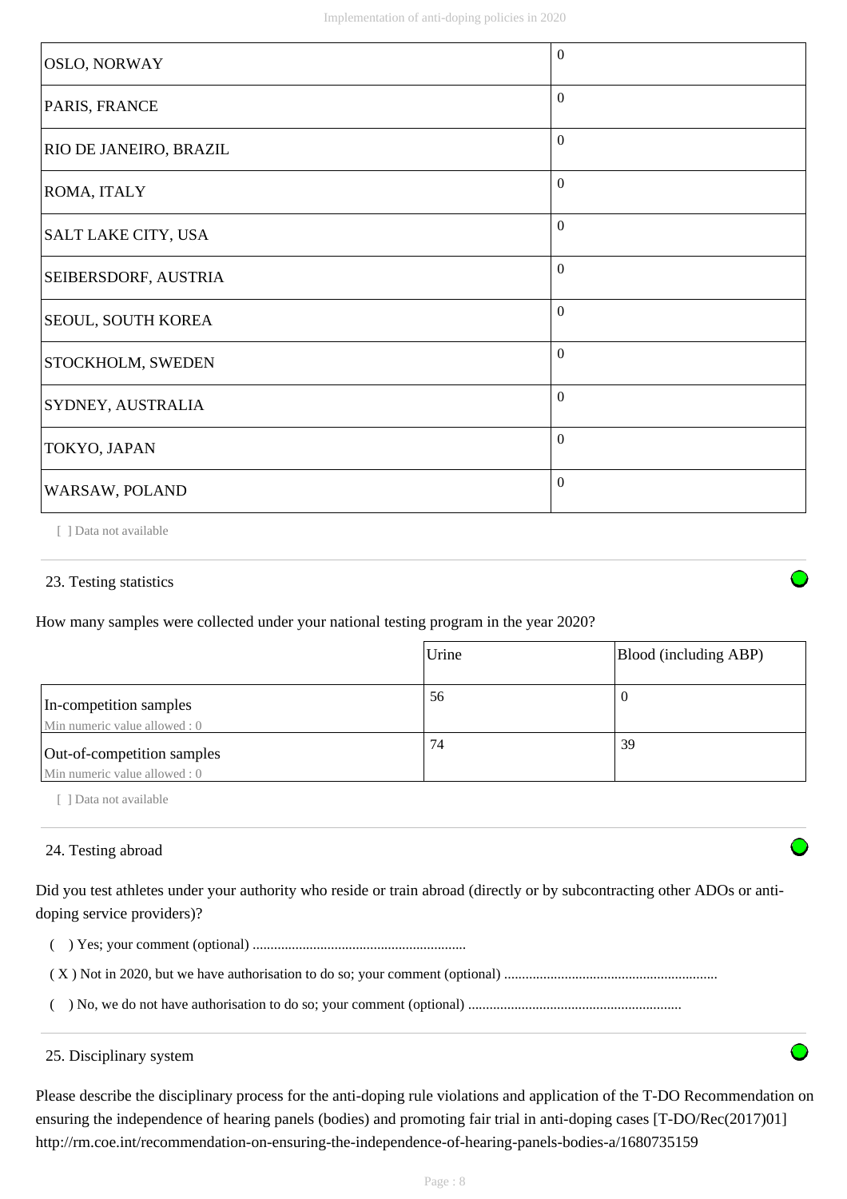| | |
|---|---|
| OSLO, NORWAY | 0 |
| PARIS, FRANCE | 0 |
| RIO DE JANEIRO, BRAZIL | 0 |
| ROMA, ITALY | 0 |
| SALT LAKE CITY, USA | 0 |
| SEIBERSDORF, AUSTRIA | 0 |
| SEOUL, SOUTH KOREA | 0 |
| STOCKHOLM, SWEDEN | 0 |
| SYDNEY, AUSTRALIA | 0 |
| TOKYO, JAPAN | 0 |
| WARSAW, POLAND | 0 |

[ ] Data not available

## 23. Testing statistics

How many samples were collected under your national testing program in the year 2020?

| | Urine | Blood (including ABP) |
|---|---|---|
| In-competition samples<br>Min numeric value allowed : 0 | 56 | 0 |
| Out-of-competition samples<br>Min numeric value allowed : 0 | 74 | 39 |

[ ] Data not available

## 24. Testing abroad

Did you test athletes under your authority who reside or train abroad (directly or by subcontracting other ADOs or anti-doping service providers)?

( ) Yes; your comment (optional) ...........................................................

( X ) Not in 2020, but we have authorisation to do so; your comment (optional) ...........................................................

( ) No, we do not have authorisation to do so; your comment (optional) ...........................................................

## 25. Disciplinary system

Please describe the disciplinary process for the anti-doping rule violations and application of the T-DO Recommendation on ensuring the independence of hearing panels (bodies) and promoting fair trial in anti-doping cases [T-DO/Rec(2017)01] http://rm.coe.int/recommendation-on-ensuring-the-independence-of-hearing-panels-bodies-a/1680735159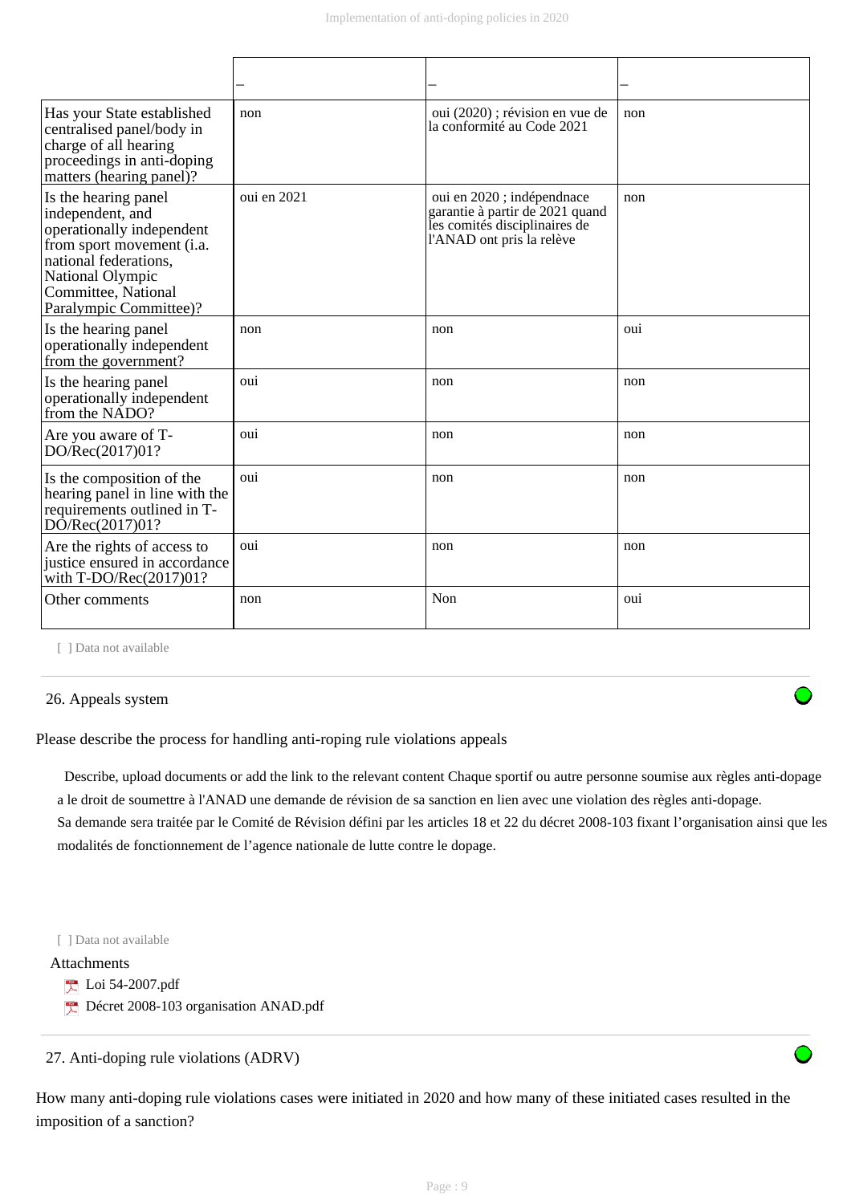| | – | – | – |
|---|---|---|---|
| Has your State established centralised panel/body in charge of all hearing proceedings in anti-doping matters (hearing panel)? | non | oui (2020) ; révision en vue de la conformité au Code 2021 | non |
| Is the hearing panel independent, and operationally independent from sport movement (i.a. national federations, National Olympic Committee, National Paralympic Committee)? | oui en 2021 | oui en 2020 ; indépendnace garantie à partir de 2021 quand les comités disciplinaires de l'ANAD ont pris la relève | non |
| Is the hearing panel operationally independent from the government? | non | non | oui |
| Is the hearing panel operationally independent from the NADO? | oui | non | non |
| Are you aware of T-DO/Rec(2017)01? | oui | non | non |
| Is the composition of the hearing panel in line with the requirements outlined in T-DO/Rec(2017)01? | oui | non | non |
| Are the rights of access to justice ensured in accordance with T-DO/Rec(2017)01? | oui | non | non |
| Other comments | non | Non | oui |

[ ] Data not available

## 26. Appeals system

Please describe the process for handling anti-roping rule violations appeals

Describe, upload documents or add the link to the relevant content Chaque sportif ou autre personne soumise aux règles anti-dopage a le droit de soumettre à l'ANAD une demande de révision de sa sanction en lien avec une violation des règles anti-dopage.
Sa demande sera traitée par le Comité de Révision défini par les articles 18 et 22 du décret 2008-103 fixant l'organisation ainsi que les modalités de fonctionnement de l'agence nationale de lutte contre le dopage.

[ ] Data not available

Attachments

- Loi 54-2007.pdf
- Décret 2008-103 organisation ANAD.pdf

## 27. Anti-doping rule violations (ADRV)

How many anti-doping rule violations cases were initiated in 2020 and how many of these initiated cases resulted in the imposition of a sanction?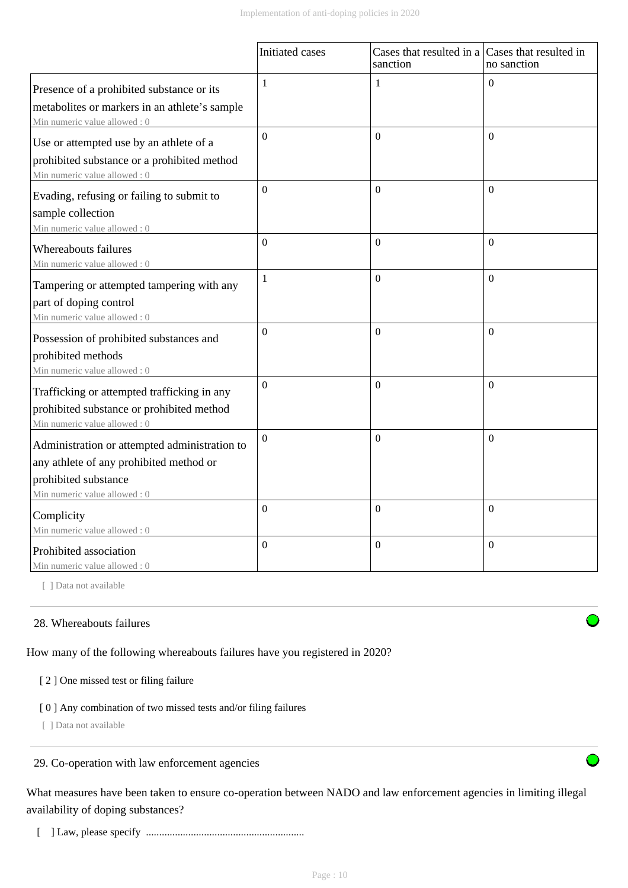| | Initiated cases | Cases that resulted in a sanction | Cases that resulted in no sanction |
|---|---|---|---|
| Presence of a prohibited substance or its metabolites or markers in an athlete's sample<br>Min numeric value allowed : 0 | 1 | 1 | 0 |
| Use or attempted use by an athlete of a prohibited substance or a prohibited method<br>Min numeric value allowed : 0 | 0 | 0 | 0 |
| Evading, refusing or failing to submit to sample collection<br>Min numeric value allowed : 0 | 0 | 0 | 0 |
| Whereabouts failures<br>Min numeric value allowed : 0 | 0 | 0 | 0 |
| Tampering or attempted tampering with any part of doping control<br>Min numeric value allowed : 0 | 1 | 0 | 0 |
| Possession of prohibited substances and prohibited methods<br>Min numeric value allowed : 0 | 0 | 0 | 0 |
| Trafficking or attempted trafficking in any prohibited substance or prohibited method<br>Min numeric value allowed : 0 | 0 | 0 | 0 |
| Administration or attempted administration to any athlete of any prohibited method or prohibited substance<br>Min numeric value allowed : 0 | 0 | 0 | 0 |
| Complicity<br>Min numeric value allowed : 0 | 0 | 0 | 0 |
| Prohibited association<br>Min numeric value allowed : 0 | 0 | 0 | 0 |

[ ] Data not available

28. Whereabouts failures

How many of the following whereabouts failures have you registered in 2020?

[ 2 ] One missed test or filing failure

[ 0 ] Any combination of two missed tests and/or filing failures

[ ] Data not available

29. Co-operation with law enforcement agencies

What measures have been taken to ensure co-operation between NADO and law enforcement agencies in limiting illegal availability of doping substances?

[ ] Law, please specify ............................................................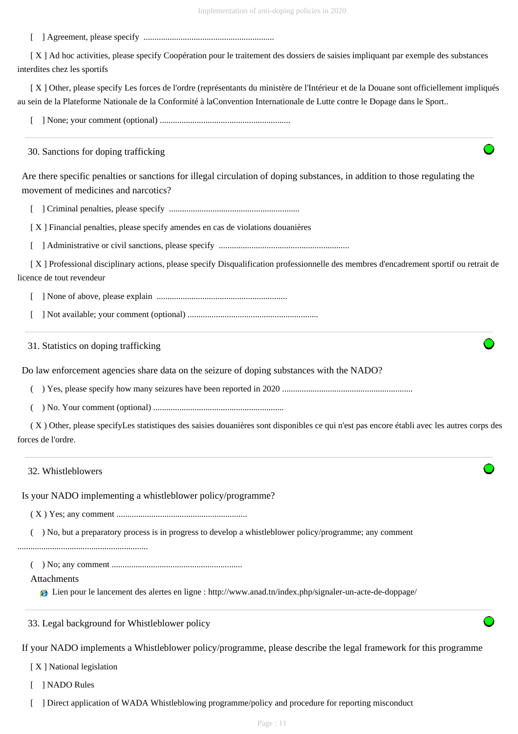[ ] Agreement, please specify ............................................................

[ X ] Ad hoc activities, please specify Coopération pour le traitement des dossiers de saisies impliquant par exemple des substances interdites chez les sportifs

[ X ] Other, please specify Les forces de l'ordre (représentants du ministère de l'Intérieur et de la Douane sont officiellement impliqués au sein de la Plateforme Nationale de la Conformité à laConvention Internationale de Lutte contre le Dopage dans le Sport..

[ ] None; your comment (optional) ............................................................

## 30. Sanctions for doping trafficking

Are there specific penalties or sanctions for illegal circulation of doping substances, in addition to those regulating the movement of medicines and narcotics?

[ ] Criminal penalties, please specify ............................................................

[ X ] Financial penalties, please specify amendes en cas de violations douanières

[ ] Administrative or civil sanctions, please specify ............................................................

[ X ] Professional disciplinary actions, please specify Disqualification professionnelle des membres d'encadrement sportif ou retrait de licence de tout revendeur

[ ] None of above, please explain ............................................................

[ ] Not available; your comment (optional) ............................................................

## 31. Statistics on doping trafficking

Do law enforcement agencies share data on the seizure of doping substances with the NADO?

( ) Yes, please specify how many seizures have been reported in 2020 ............................................................

( ) No. Your comment (optional) ............................................................

( X ) Other, please specifyLes statistiques des saisies douanières sont disponibles ce qui n'est pas encore établi avec les autres corps des forces de l'ordre.

## 32. Whistleblowers

Is your NADO implementing a whistleblower policy/programme?

( X ) Yes; any comment ............................................................

( ) No, but a preparatory process is in progress to develop a whistleblower policy/programme; any comment ............................................................

( ) No; any comment ............................................................

Attachments

Lien pour le lancement des alertes en ligne : http://www.anad.tn/index.php/signaler-un-acte-de-doppage/

## 33. Legal background for Whistleblower policy

If your NADO implements a Whistleblower policy/programme, please describe the legal framework for this programme

[ X ] National legislation

[ ] NADO Rules

[ ] Direct application of WADA Whistleblowing programme/policy and procedure for reporting misconduct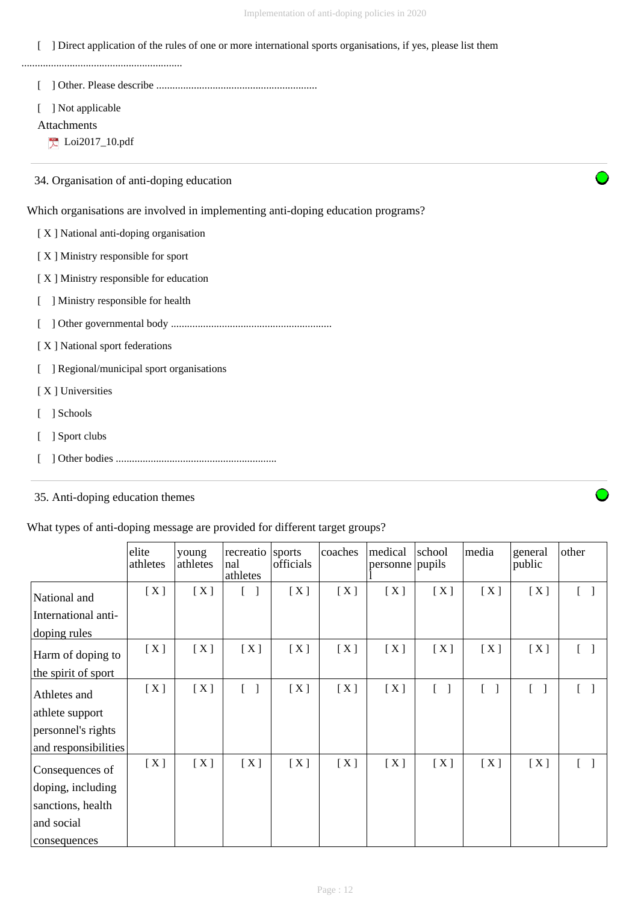[ ] Direct application of the rules of one or more international sports organisations, if yes, please list them ............................................................

[ ] Other. Please describe ............................................................

[ ] Not applicable

Attachments

Loi2017_10.pdf

### 34. Organisation of anti-doping education

Which organisations are involved in implementing anti-doping education programs?

[ X ] National anti-doping organisation

[ X ] Ministry responsible for sport

[ X ] Ministry responsible for education

[ ] Ministry responsible for health

[ ] Other governmental body ............................................................

[ X ] National sport federations

[ ] Regional/municipal sport organisations

[ X ] Universities

[ ] Schools

[ ] Sport clubs

[ ] Other bodies ............................................................

### 35. Anti-doping education themes

What types of anti-doping message are provided for different target groups?

| | elite athletes | young athletes | recreational athletes | sports officials | coaches | medical personnel | school pupils | media | general public | other |
|---|---|---|---|---|---|---|---|---|---|---|
| National and International anti-doping rules | [ X ] | [ X ] | [ ] | [ X ] | [ X ] | [ X ] | [ X ] | [ X ] | [ X ] | [ ] |
| Harm of doping to the spirit of sport | [ X ] | [ X ] | [ X ] | [ X ] | [ X ] | [ X ] | [ X ] | [ X ] | [ X ] | [ ] |
| Athletes and athlete support personnel's rights and responsibilities | [ X ] | [ X ] | [ ] | [ X ] | [ X ] | [ X ] | [ ] | [ ] | [ ] | [ ] |
| Consequences of doping, including sanctions, health and social consequences | [ X ] | [ X ] | [ X ] | [ X ] | [ X ] | [ X ] | [ X ] | [ X ] | [ X ] | [ ] |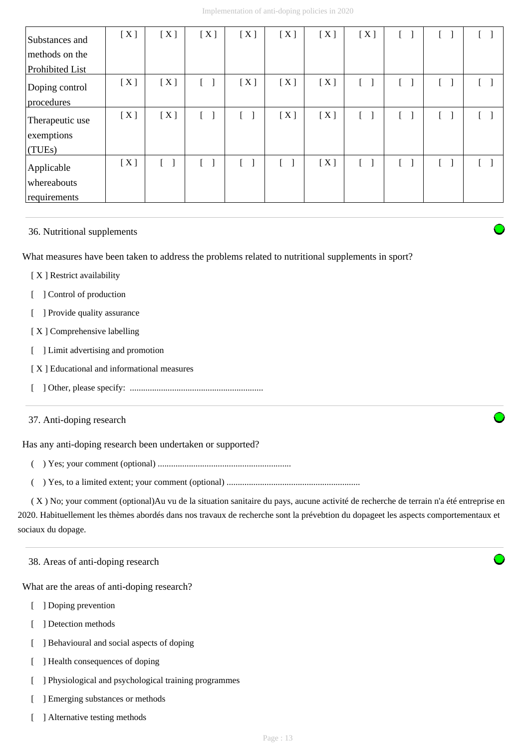| | | | | | | | | | | |
|---|---|---|---|---|---|---|---|---|---|---|
| Substances and methods on the Prohibited List | [ X ] | [ X ] | [ X ] | [ X ] | [ X ] | [ X ] | [ X ] | [ ] | [ ] | [ ] |
| Doping control procedures | [ X ] | [ X ] | [ ] | [ X ] | [ X ] | [ X ] | [ ] | [ ] | [ ] | [ ] |
| Therapeutic use exemptions (TUEs) | [ X ] | [ X ] | [ ] | [ ] | [ X ] | [ X ] | [ ] | [ ] | [ ] | [ ] |
| Applicable whereabouts requirements | [ X ] | [ ] | [ ] | [ ] | [ ] | [ X ] | [ ] | [ ] | [ ] | [ ] |

36. Nutritional supplements

What measures have been taken to address the problems related to nutritional supplements in sport?

[ X ] Restrict availability

[ ] Control of production

[ ] Provide quality assurance

[ X ] Comprehensive labelling

[ ] Limit advertising and promotion

[ X ] Educational and informational measures

[ ] Other, please specify: ............................................................

37. Anti-doping research

Has any anti-doping research been undertaken or supported?

( ) Yes; your comment (optional) ............................................................

( ) Yes, to a limited extent; your comment (optional) ............................................................

( X ) No; your comment (optional)Au vu de la situation sanitaire du pays, aucune activité de recherche de terrain n'a été entreprise en 2020. Habituellement les thèmes abordés dans nos travaux de recherche sont la prévebtion du dopageet les aspects comportementaux et sociaux du dopage.

38. Areas of anti-doping research

What are the areas of anti-doping research?

[ ] Doping prevention

[ ] Detection methods

[ ] Behavioural and social aspects of doping

[ ] Health consequences of doping

[ ] Physiological and psychological training programmes

[ ] Emerging substances or methods

[ ] Alternative testing methods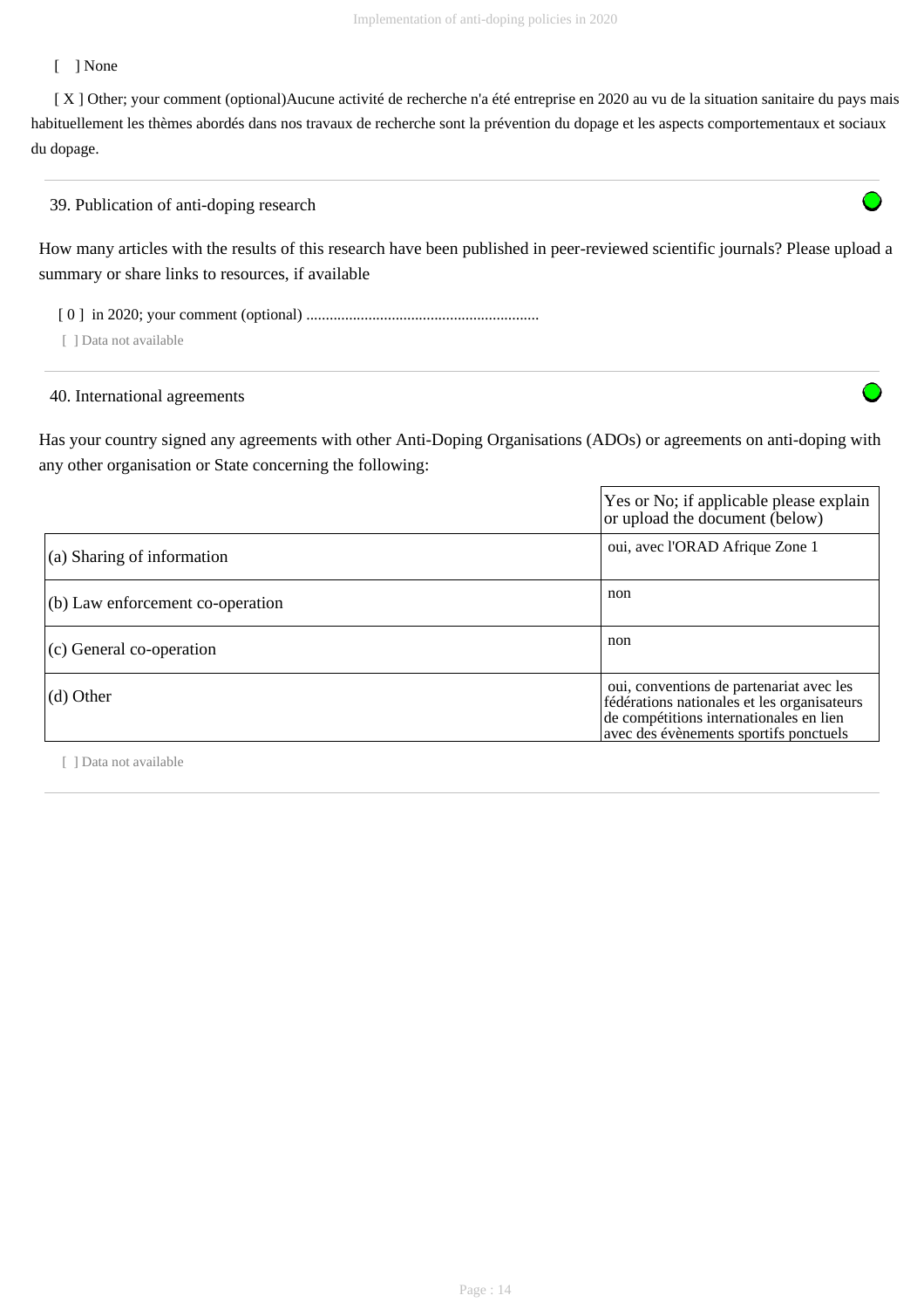[ ] None

[ X ] Other; your comment (optional)Aucune activité de recherche n'a été entreprise en 2020 au vu de la situation sanitaire du pays mais habituellement les thèmes abordés dans nos travaux de recherche sont la prévention du dopage et les aspects comportementaux et sociaux du dopage.

39. Publication of anti-doping research

How many articles with the results of this research have been published in peer-reviewed scientific journals? Please upload a summary or share links to resources, if available

[ 0 ] in 2020; your comment (optional) ............................................................

[ ] Data not available

40. International agreements

Has your country signed any agreements with other Anti-Doping Organisations (ADOs) or agreements on anti-doping with any other organisation or State concerning the following:

| | Yes or No; if applicable please explain or upload the document (below) |
|---|---|
| (a) Sharing of information | oui, avec l'ORAD Afrique Zone 1 |
| (b) Law enforcement co-operation | non |
| (c) General co-operation | non |
| (d) Other | oui, conventions de partenariat avec les fédérations nationales et les organisateurs de compétitions internationales en lien avec des évènements sportifs ponctuels |

[ ] Data not available